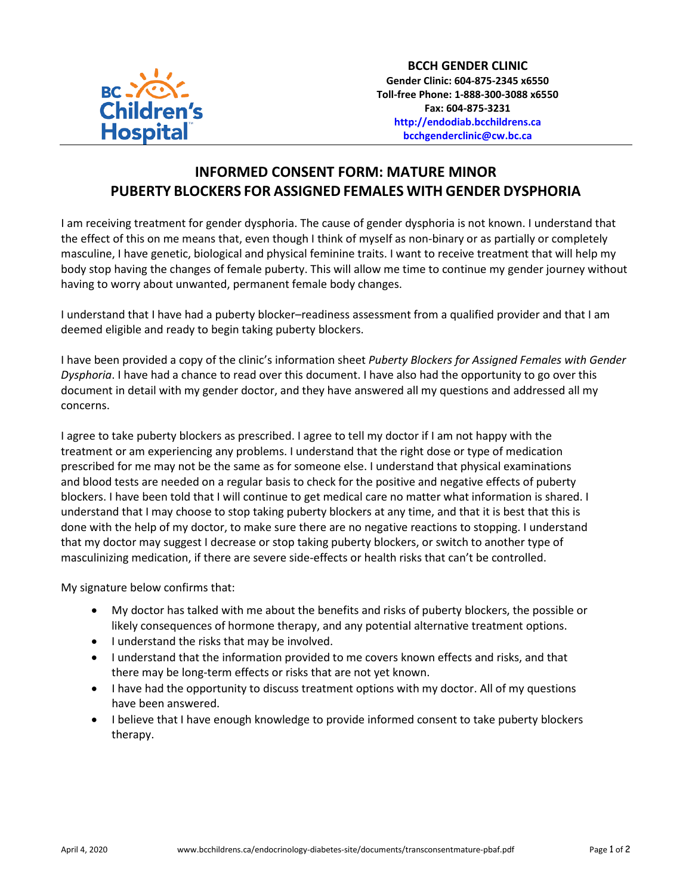**BCCH GENDER CLINIC**
**Gender Clinic: 604-875-2345 x6550**
**Toll-free Phone: 1-888-300-3088 x6550**
**Fax: 604-875-3231**
**http://endodiab.bcchildrens.ca**
**bcchgenderclinic@cw.bc.ca**

# INFORMED CONSENT FORM: MATURE MINOR
# PUBERTY BLOCKERS FOR ASSIGNED FEMALES WITH GENDER DYSPHORIA

I am receiving treatment for gender dysphoria. The cause of gender dysphoria is not known. I understand that the effect of this on me means that, even though I think of myself as non-binary or as partially or completely masculine, I have genetic, biological and physical feminine traits. I want to receive treatment that will help my body stop having the changes of female puberty. This will allow me time to continue my gender journey without having to worry about unwanted, permanent female body changes.

I understand that I have had a puberty blocker–readiness assessment from a qualified provider and that I am deemed eligible and ready to begin taking puberty blockers.

I have been provided a copy of the clinic's information sheet *Puberty Blockers for Assigned Females with Gender Dysphoria*. I have had a chance to read over this document. I have also had the opportunity to go over this document in detail with my gender doctor, and they have answered all my questions and addressed all my concerns.

I agree to take puberty blockers as prescribed. I agree to tell my doctor if I am not happy with the treatment or am experiencing any problems. I understand that the right dose or type of medication prescribed for me may not be the same as for someone else. I understand that physical examinations and blood tests are needed on a regular basis to check for the positive and negative effects of puberty blockers. I have been told that I will continue to get medical care no matter what information is shared. I understand that I may choose to stop taking puberty blockers at any time, and that it is best that this is done with the help of my doctor, to make sure there are no negative reactions to stopping. I understand that my doctor may suggest I decrease or stop taking puberty blockers, or switch to another type of masculinizing medication, if there are severe side-effects or health risks that can't be controlled.

My signature below confirms that:

- My doctor has talked with me about the benefits and risks of puberty blockers, the possible or likely consequences of hormone therapy, and any potential alternative treatment options.
- I understand the risks that may be involved.
- I understand that the information provided to me covers known effects and risks, and that there may be long-term effects or risks that are not yet known.
- I have had the opportunity to discuss treatment options with my doctor. All of my questions have been answered.
- I believe that I have enough knowledge to provide informed consent to take puberty blockers therapy.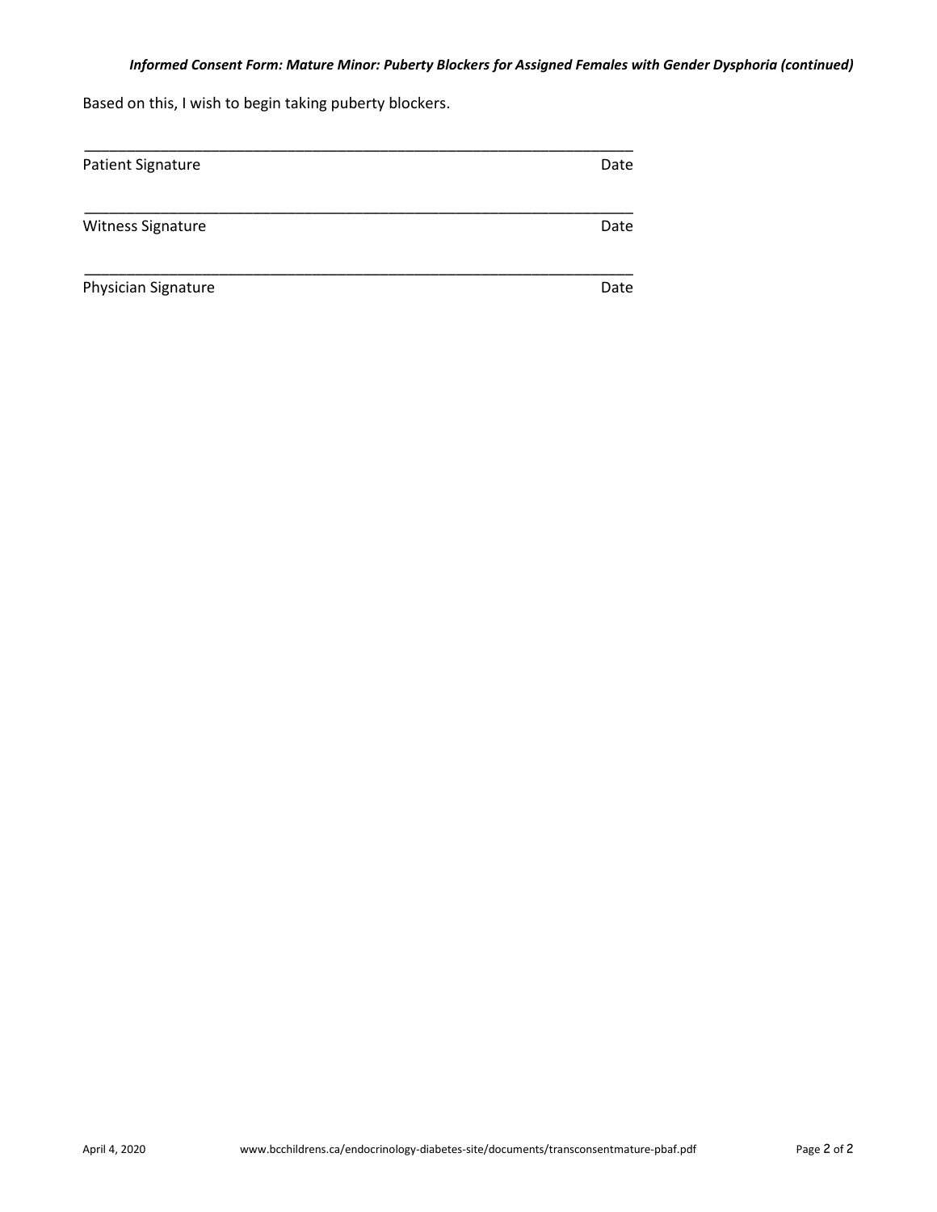Based on this, I wish to begin taking puberty blockers.

\_\_\_\_\_\_\_\_\_\_\_\_\_\_\_\_\_\_\_\_\_\_\_\_\_\_\_\_\_\_\_\_\_\_\_\_\_\_\_\_\_\_\_\_\_\_\_\_\_\_\_\_\_\_\_\_\_\_\_\_\_\_\_\_

Patient Signature Date

\_\_\_\_\_\_\_\_\_\_\_\_\_\_\_\_\_\_\_\_\_\_\_\_\_\_\_\_\_\_\_\_\_\_\_\_\_\_\_\_\_\_\_\_\_\_\_\_\_\_\_\_\_\_\_\_\_\_\_\_\_\_\_\_

Witness Signature Date

\_\_\_\_\_\_\_\_\_\_\_\_\_\_\_\_\_\_\_\_\_\_\_\_\_\_\_\_\_\_\_\_\_\_\_\_\_\_\_\_\_\_\_\_\_\_\_\_\_\_\_\_\_\_\_\_\_\_\_\_\_\_\_\_

Physician Signature Date